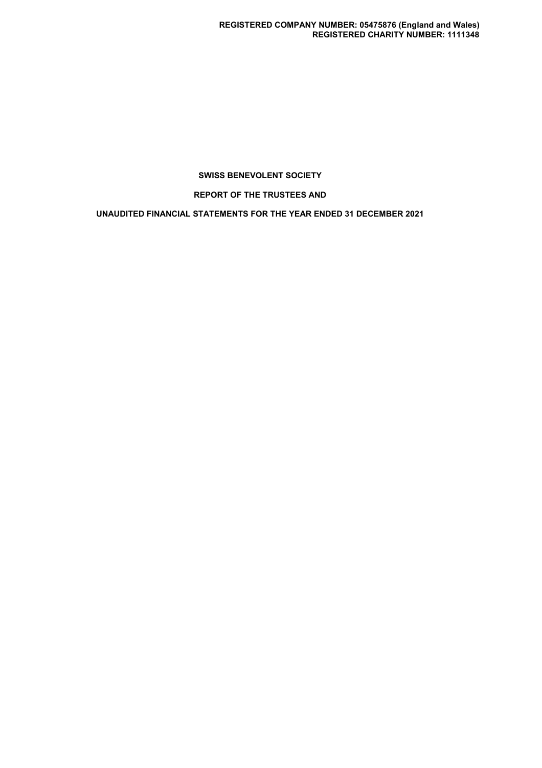**REGISTERED COMPANY NUMBER: 05475876 (England and Wales)**
**REGISTERED CHARITY NUMBER: 1111348**

# SWISS BENEVOLENT SOCIETY

## REPORT OF THE TRUSTEES AND

## UNAUDITED FINANCIAL STATEMENTS FOR THE YEAR ENDED 31 DECEMBER 2021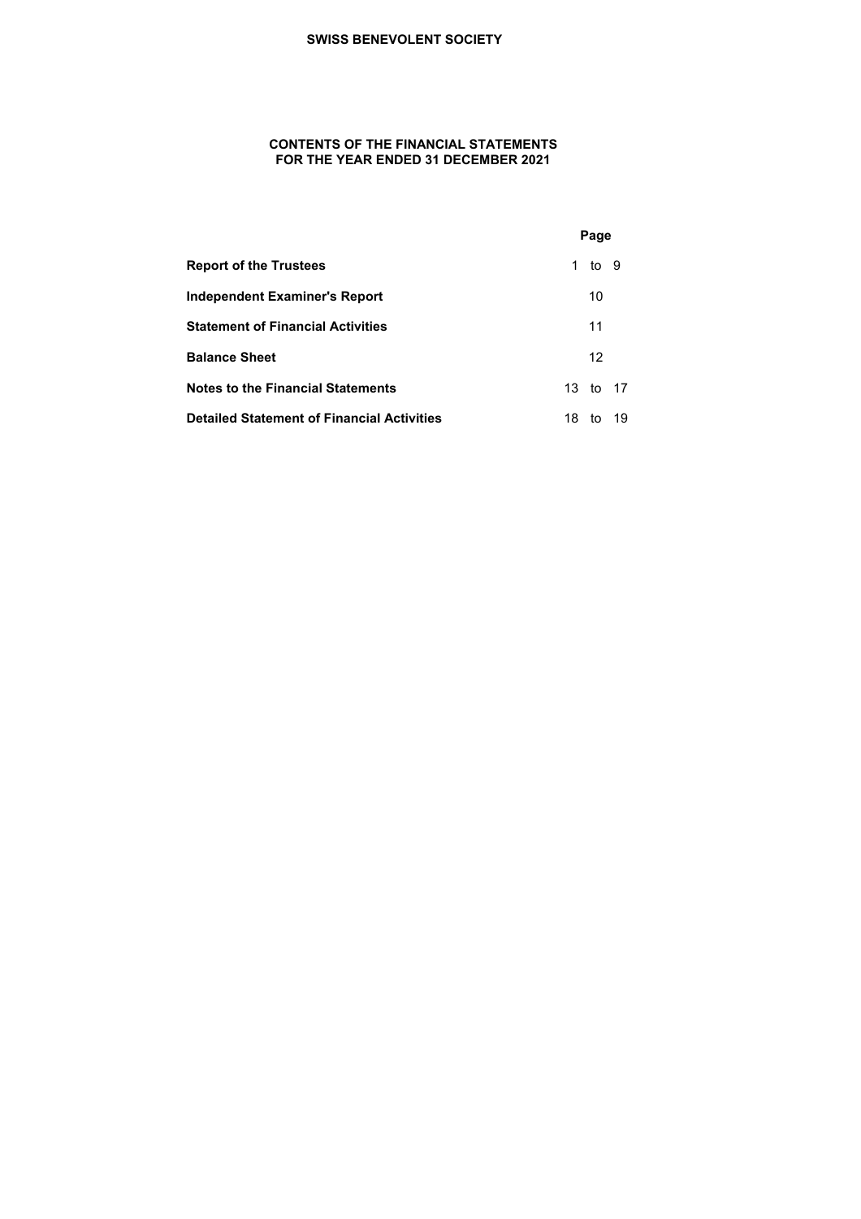# SWISS BENEVOLENT SOCIETY

## CONTENTS OF THE FINANCIAL STATEMENTS
## FOR THE YEAR ENDED 31 DECEMBER 2021

| | Page |
|---|---|
| **Report of the Trustees** | 1 to 9 |
| **Independent Examiner's Report** | 10 |
| **Statement of Financial Activities** | 11 |
| **Balance Sheet** | 12 |
| **Notes to the Financial Statements** | 13 to 17 |
| **Detailed Statement of Financial Activities** | 18 to 19 |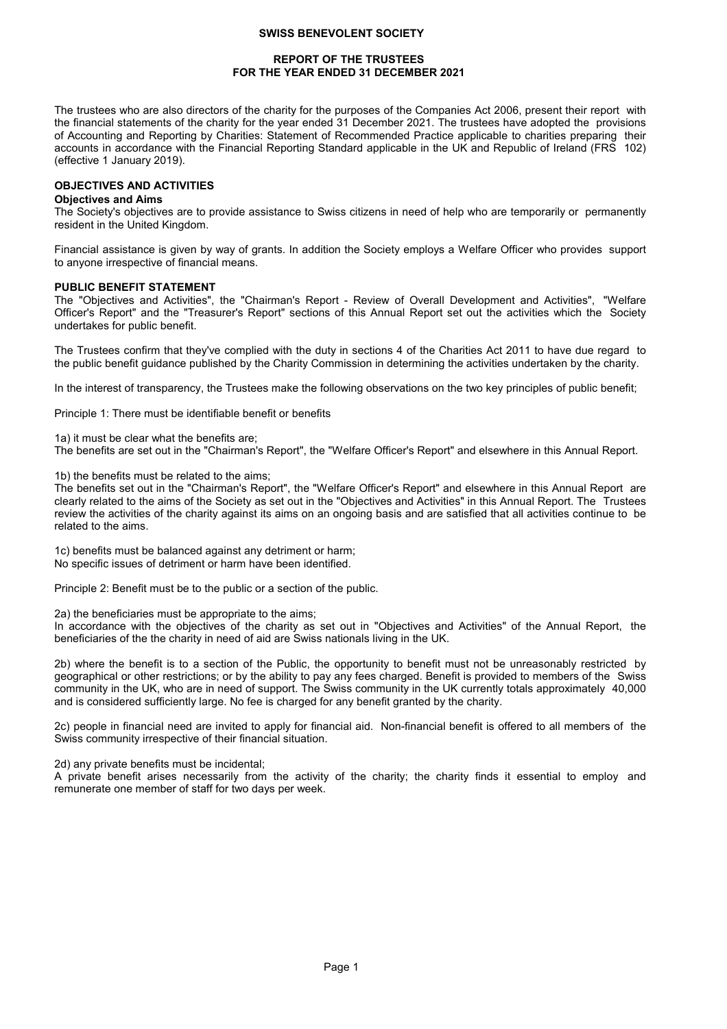# SWISS BENEVOLENT SOCIETY

## REPORT OF THE TRUSTEES
## FOR THE YEAR ENDED 31 DECEMBER 2021

The trustees who are also directors of the charity for the purposes of the Companies Act 2006, present their report with the financial statements of the charity for the year ended 31 December 2021. The trustees have adopted the provisions of Accounting and Reporting by Charities: Statement of Recommended Practice applicable to charities preparing their accounts in accordance with the Financial Reporting Standard applicable in the UK and Republic of Ireland (FRS 102) (effective 1 January 2019).

### OBJECTIVES AND ACTIVITIES

**Objectives and Aims**

The Society's objectives are to provide assistance to Swiss citizens in need of help who are temporarily or permanently resident in the United Kingdom.

Financial assistance is given by way of grants. In addition the Society employs a Welfare Officer who provides support to anyone irrespective of financial means.

### PUBLIC BENEFIT STATEMENT

The "Objectives and Activities", the "Chairman's Report - Review of Overall Development and Activities", "Welfare Officer's Report" and the "Treasurer's Report" sections of this Annual Report set out the activities which the Society undertakes for public benefit.

The Trustees confirm that they've complied with the duty in sections 4 of the Charities Act 2011 to have due regard to the public benefit guidance published by the Charity Commission in determining the activities undertaken by the charity.

In the interest of transparency, the Trustees make the following observations on the two key principles of public benefit;

Principle 1: There must be identifiable benefit or benefits

1a) it must be clear what the benefits are;
The benefits are set out in the "Chairman's Report", the "Welfare Officer's Report" and elsewhere in this Annual Report.

1b) the benefits must be related to the aims;
The benefits set out in the "Chairman's Report", the "Welfare Officer's Report" and elsewhere in this Annual Report are clearly related to the aims of the Society as set out in the "Objectives and Activities" in this Annual Report. The Trustees review the activities of the charity against its aims on an ongoing basis and are satisfied that all activities continue to be related to the aims.

1c) benefits must be balanced against any detriment or harm;
No specific issues of detriment or harm have been identified.

Principle 2: Benefit must be to the public or a section of the public.

2a) the beneficiaries must be appropriate to the aims;
In accordance with the objectives of the charity as set out in "Objectives and Activities" of the Annual Report, the beneficiaries of the the charity in need of aid are Swiss nationals living in the UK.

2b) where the benefit is to a section of the Public, the opportunity to benefit must not be unreasonably restricted by geographical or other restrictions; or by the ability to pay any fees charged. Benefit is provided to members of the Swiss community in the UK, who are in need of support. The Swiss community in the UK currently totals approximately 40,000 and is considered sufficiently large. No fee is charged for any benefit granted by the charity.

2c) people in financial need are invited to apply for financial aid. Non-financial benefit is offered to all members of the Swiss community irrespective of their financial situation.

2d) any private benefits must be incidental;
A private benefit arises necessarily from the activity of the charity; the charity finds it essential to employ and remunerate one member of staff for two days per week.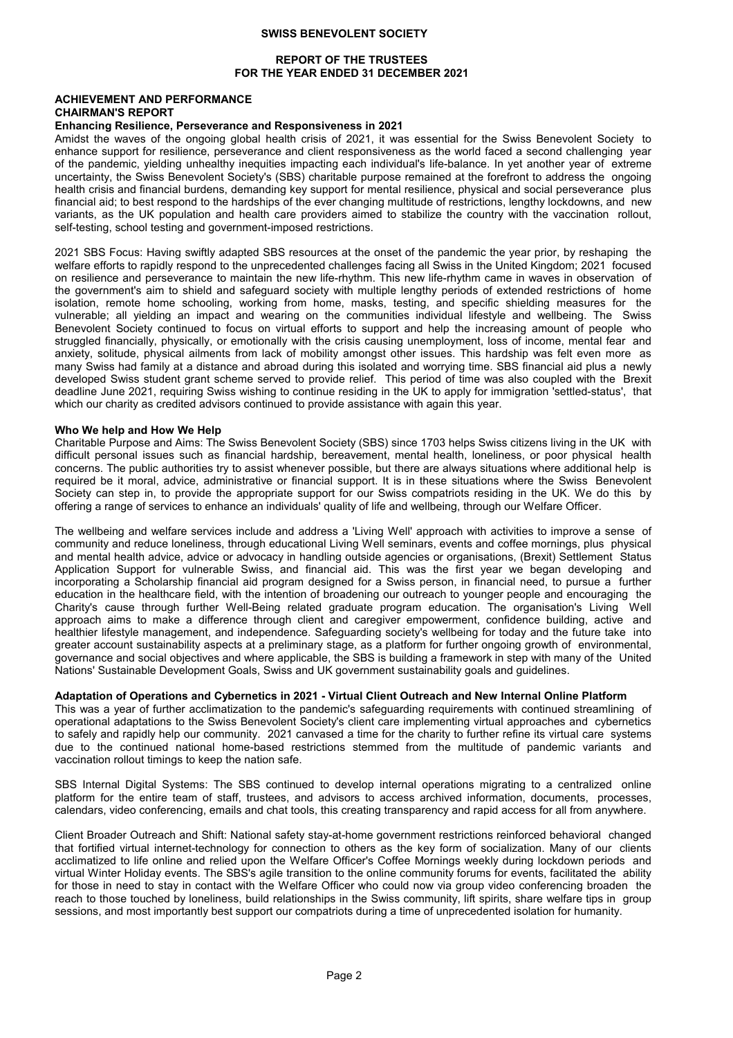**SWISS BENEVOLENT SOCIETY**

**REPORT OF THE TRUSTEES**
**FOR THE YEAR ENDED 31 DECEMBER 2021**

## ACHIEVEMENT AND PERFORMANCE

### CHAIRMAN'S REPORT

**Enhancing Resilience, Perseverance and Responsiveness in 2021**

Amidst the waves of the ongoing global health crisis of 2021, it was essential for the Swiss Benevolent Society to enhance support for resilience, perseverance and client responsiveness as the world faced a second challenging year of the pandemic, yielding unhealthy inequities impacting each individual's life-balance. In yet another year of extreme uncertainty, the Swiss Benevolent Society's (SBS) charitable purpose remained at the forefront to address the ongoing health crisis and financial burdens, demanding key support for mental resilience, physical and social perseverance plus financial aid; to best respond to the hardships of the ever changing multitude of restrictions, lengthy lockdowns, and new variants, as the UK population and health care providers aimed to stabilize the country with the vaccination rollout, self-testing, school testing and government-imposed restrictions.

2021 SBS Focus: Having swiftly adapted SBS resources at the onset of the pandemic the year prior, by reshaping the welfare efforts to rapidly respond to the unprecedented challenges facing all Swiss in the United Kingdom; 2021 focused on resilience and perseverance to maintain the new life-rhythm. This new life-rhythm came in waves in observation of the government's aim to shield and safeguard society with multiple lengthy periods of extended restrictions of home isolation, remote home schooling, working from home, masks, testing, and specific shielding measures for the vulnerable; all yielding an impact and wearing on the communities individual lifestyle and wellbeing. The Swiss Benevolent Society continued to focus on virtual efforts to support and help the increasing amount of people who struggled financially, physically, or emotionally with the crisis causing unemployment, loss of income, mental fear and anxiety, solitude, physical ailments from lack of mobility amongst other issues. This hardship was felt even more as many Swiss had family at a distance and abroad during this isolated and worrying time. SBS financial aid plus a newly developed Swiss student grant scheme served to provide relief. This period of time was also coupled with the Brexit deadline June 2021, requiring Swiss wishing to continue residing in the UK to apply for immigration 'settled-status', that which our charity as credited advisors continued to provide assistance with again this year.

**Who We help and How We Help**

Charitable Purpose and Aims: The Swiss Benevolent Society (SBS) since 1703 helps Swiss citizens living in the UK with difficult personal issues such as financial hardship, bereavement, mental health, loneliness, or poor physical health concerns. The public authorities try to assist whenever possible, but there are always situations where additional help is required be it moral, advice, administrative or financial support. It is in these situations where the Swiss Benevolent Society can step in, to provide the appropriate support for our Swiss compatriots residing in the UK. We do this by offering a range of services to enhance an individuals' quality of life and wellbeing, through our Welfare Officer.

The wellbeing and welfare services include and address a 'Living Well' approach with activities to improve a sense of community and reduce loneliness, through educational Living Well seminars, events and coffee mornings, plus physical and mental health advice, advice or advocacy in handling outside agencies or organisations, (Brexit) Settlement Status Application Support for vulnerable Swiss, and financial aid. This was the first year we began developing and incorporating a Scholarship financial aid program designed for a Swiss person, in financial need, to pursue a further education in the healthcare field, with the intention of broadening our outreach to younger people and encouraging the Charity's cause through further Well-Being related graduate program education. The organisation's Living Well approach aims to make a difference through client and caregiver empowerment, confidence building, active and healthier lifestyle management, and independence. Safeguarding society's wellbeing for today and the future take into greater account sustainability aspects at a preliminary stage, as a platform for further ongoing growth of environmental, governance and social objectives and where applicable, the SBS is building a framework in step with many of the United Nations' Sustainable Development Goals, Swiss and UK government sustainability goals and guidelines.

**Adaptation of Operations and Cybernetics in 2021 - Virtual Client Outreach and New Internal Online Platform**

This was a year of further acclimatization to the pandemic's safeguarding requirements with continued streamlining of operational adaptations to the Swiss Benevolent Society's client care implementing virtual approaches and cybernetics to safely and rapidly help our community. 2021 canvased a time for the charity to further refine its virtual care systems due to the continued national home-based restrictions stemmed from the multitude of pandemic variants and vaccination rollout timings to keep the nation safe.

SBS Internal Digital Systems: The SBS continued to develop internal operations migrating to a centralized online platform for the entire team of staff, trustees, and advisors to access archived information, documents, processes, calendars, video conferencing, emails and chat tools, this creating transparency and rapid access for all from anywhere.

Client Broader Outreach and Shift: National safety stay-at-home government restrictions reinforced behavioral changed that fortified virtual internet-technology for connection to others as the key form of socialization. Many of our clients acclimatized to life online and relied upon the Welfare Officer's Coffee Mornings weekly during lockdown periods and virtual Winter Holiday events. The SBS's agile transition to the online community forums for events, facilitated the ability for those in need to stay in contact with the Welfare Officer who could now via group video conferencing broaden the reach to those touched by loneliness, build relationships in the Swiss community, lift spirits, share welfare tips in group sessions, and most importantly best support our compatriots during a time of unprecedented isolation for humanity.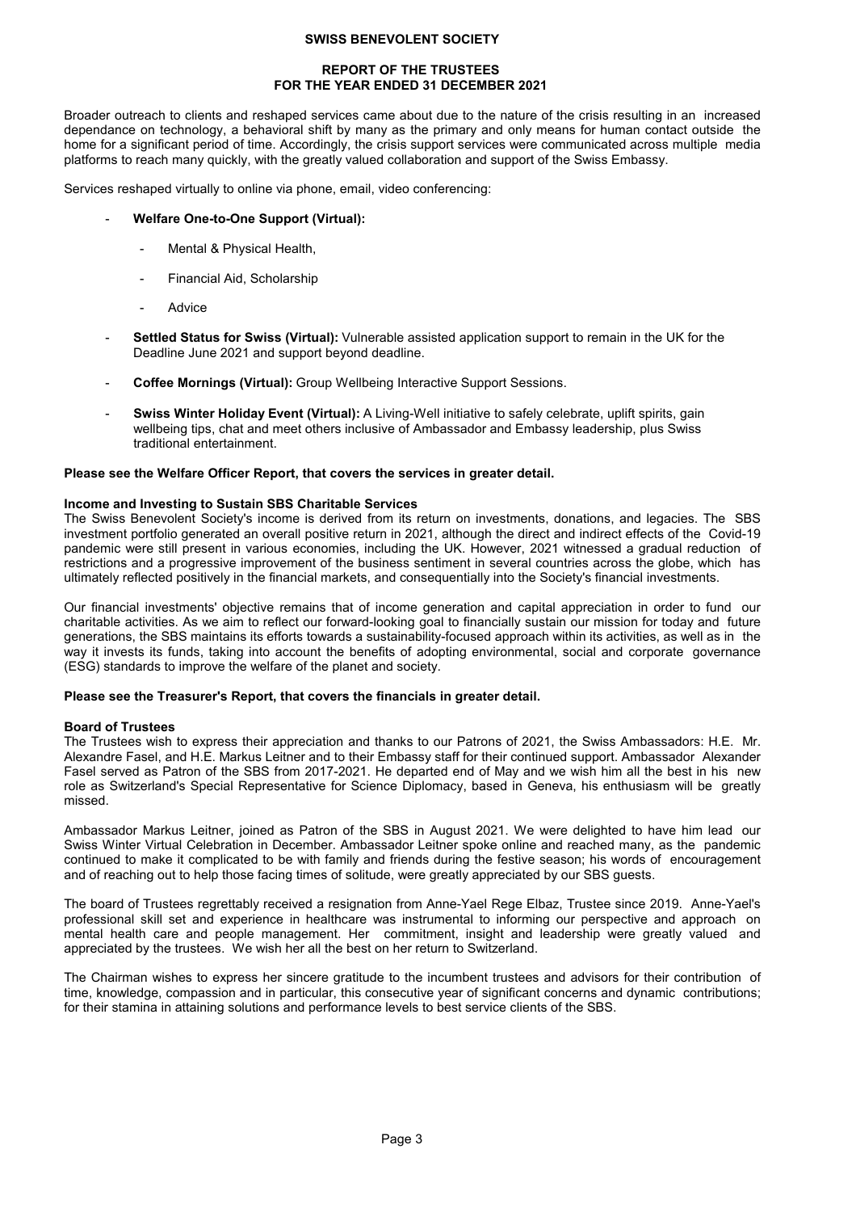Broader outreach to clients and reshaped services came about due to the nature of the crisis resulting in an increased dependance on technology, a behavioral shift by many as the primary and only means for human contact outside the home for a significant period of time. Accordingly, the crisis support services were communicated across multiple media platforms to reach many quickly, with the greatly valued collaboration and support of the Swiss Embassy.

Services reshaped virtually to online via phone, email, video conferencing:

- **Welfare One-to-One Support (Virtual):**
    - Mental & Physical Health,
    - Financial Aid, Scholarship
    - Advice
- **Settled Status for Swiss (Virtual):** Vulnerable assisted application support to remain in the UK for the Deadline June 2021 and support beyond deadline.
- **Coffee Mornings (Virtual):** Group Wellbeing Interactive Support Sessions.
- **Swiss Winter Holiday Event (Virtual):** A Living-Well initiative to safely celebrate, uplift spirits, gain wellbeing tips, chat and meet others inclusive of Ambassador and Embassy leadership, plus Swiss traditional entertainment.

**Please see the Welfare Officer Report, that covers the services in greater detail.**

**Income and Investing to Sustain SBS Charitable Services**

The Swiss Benevolent Society's income is derived from its return on investments, donations, and legacies. The SBS investment portfolio generated an overall positive return in 2021, although the direct and indirect effects of the Covid-19 pandemic were still present in various economies, including the UK. However, 2021 witnessed a gradual reduction of restrictions and a progressive improvement of the business sentiment in several countries across the globe, which has ultimately reflected positively in the financial markets, and consequentially into the Society's financial investments.

Our financial investments' objective remains that of income generation and capital appreciation in order to fund our charitable activities. As we aim to reflect our forward-looking goal to financially sustain our mission for today and future generations, the SBS maintains its efforts towards a sustainability-focused approach within its activities, as well as in the way it invests its funds, taking into account the benefits of adopting environmental, social and corporate governance (ESG) standards to improve the welfare of the planet and society.

**Please see the Treasurer's Report, that covers the financials in greater detail.**

**Board of Trustees**

The Trustees wish to express their appreciation and thanks to our Patrons of 2021, the Swiss Ambassadors: H.E. Mr. Alexandre Fasel, and H.E. Markus Leitner and to their Embassy staff for their continued support. Ambassador Alexander Fasel served as Patron of the SBS from 2017-2021. He departed end of May and we wish him all the best in his new role as Switzerland's Special Representative for Science Diplomacy, based in Geneva, his enthusiasm will be greatly missed.

Ambassador Markus Leitner, joined as Patron of the SBS in August 2021. We were delighted to have him lead our Swiss Winter Virtual Celebration in December. Ambassador Leitner spoke online and reached many, as the pandemic continued to make it complicated to be with family and friends during the festive season; his words of encouragement and of reaching out to help those facing times of solitude, were greatly appreciated by our SBS guests.

The board of Trustees regrettably received a resignation from Anne-Yael Rege Elbaz, Trustee since 2019. Anne-Yael's professional skill set and experience in healthcare was instrumental to informing our perspective and approach on mental health care and people management. Her commitment, insight and leadership were greatly valued and appreciated by the trustees. We wish her all the best on her return to Switzerland.

The Chairman wishes to express her sincere gratitude to the incumbent trustees and advisors for their contribution of time, knowledge, compassion and in particular, this consecutive year of significant concerns and dynamic contributions; for their stamina in attaining solutions and performance levels to best service clients of the SBS.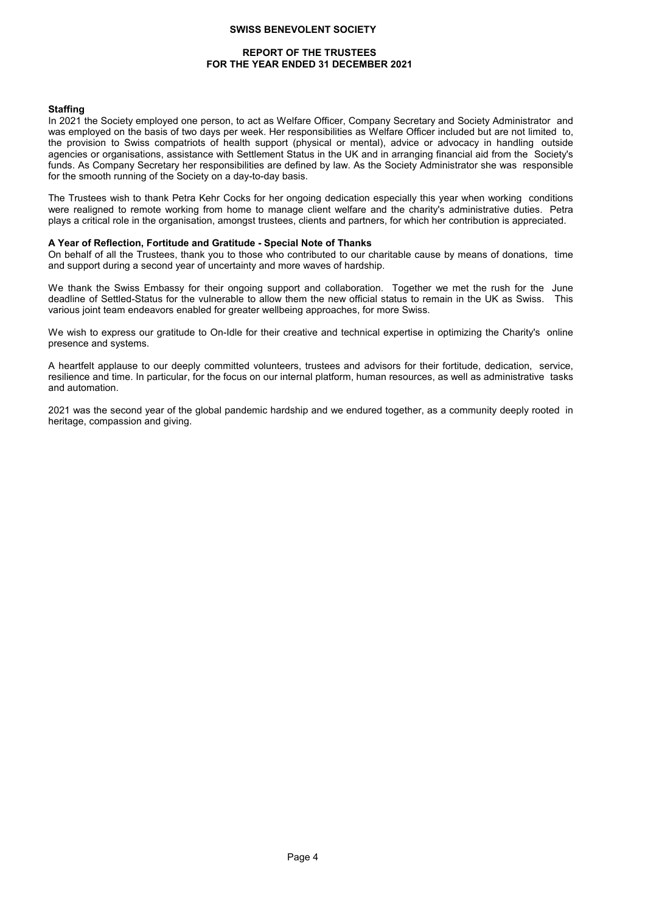### Staffing

In 2021 the Society employed one person, to act as Welfare Officer, Company Secretary and Society Administrator and was employed on the basis of two days per week. Her responsibilities as Welfare Officer included but are not limited to, the provision to Swiss compatriots of health support (physical or mental), advice or advocacy in handling outside agencies or organisations, assistance with Settlement Status in the UK and in arranging financial aid from the Society's funds. As Company Secretary her responsibilities are defined by law. As the Society Administrator she was responsible for the smooth running of the Society on a day-to-day basis.

The Trustees wish to thank Petra Kehr Cocks for her ongoing dedication especially this year when working conditions were realigned to remote working from home to manage client welfare and the charity's administrative duties. Petra plays a critical role in the organisation, amongst trustees, clients and partners, for which her contribution is appreciated.

### A Year of Reflection, Fortitude and Gratitude - Special Note of Thanks

On behalf of all the Trustees, thank you to those who contributed to our charitable cause by means of donations, time and support during a second year of uncertainty and more waves of hardship.

We thank the Swiss Embassy for their ongoing support and collaboration. Together we met the rush for the June deadline of Settled-Status for the vulnerable to allow them the new official status to remain in the UK as Swiss. This various joint team endeavors enabled for greater wellbeing approaches, for more Swiss.

We wish to express our gratitude to On-Idle for their creative and technical expertise in optimizing the Charity's online presence and systems.

A heartfelt applause to our deeply committed volunteers, trustees and advisors for their fortitude, dedication, service, resilience and time. In particular, for the focus on our internal platform, human resources, as well as administrative tasks and automation.

2021 was the second year of the global pandemic hardship and we endured together, as a community deeply rooted in heritage, compassion and giving.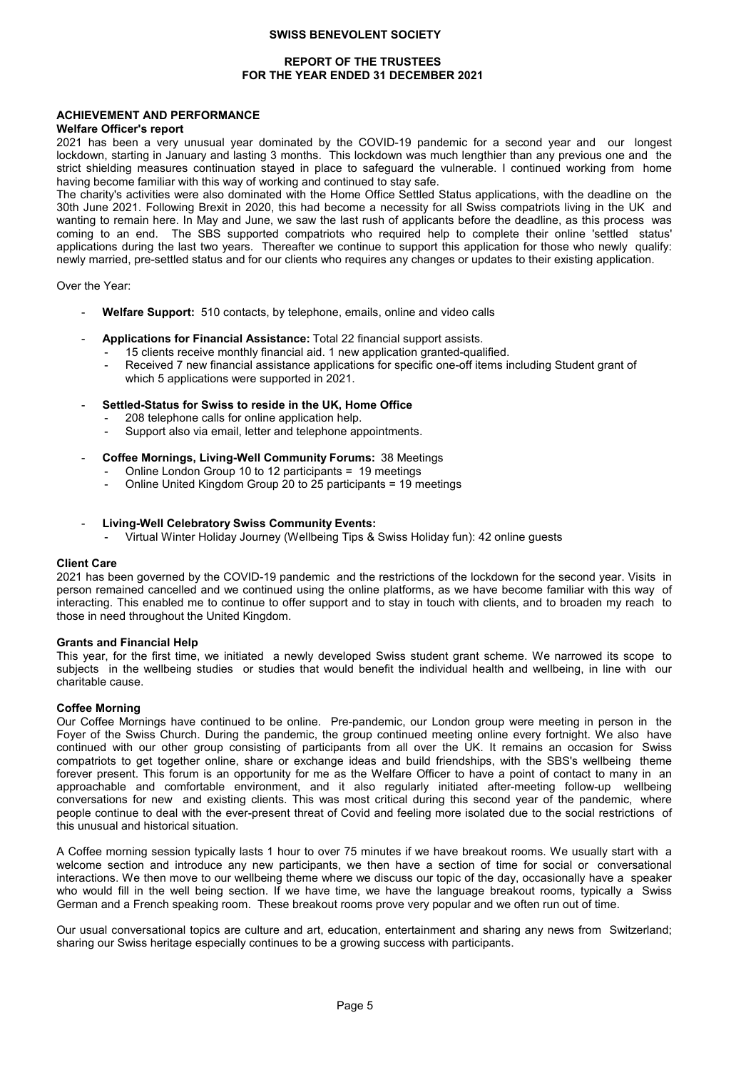## ACHIEVEMENT AND PERFORMANCE

### Welfare Officer's report

2021 has been a very unusual year dominated by the COVID-19 pandemic for a second year and our longest lockdown, starting in January and lasting 3 months. This lockdown was much lengthier than any previous one and the strict shielding measures continuation stayed in place to safeguard the vulnerable. I continued working from home having become familiar with this way of working and continued to stay safe.

The charity's activities were also dominated with the Home Office Settled Status applications, with the deadline on the 30th June 2021. Following Brexit in 2020, this had become a necessity for all Swiss compatriots living in the UK and wanting to remain here. In May and June, we saw the last rush of applicants before the deadline, as this process was coming to an end. The SBS supported compatriots who required help to complete their online 'settled status' applications during the last two years. Thereafter we continue to support this application for those who newly qualify: newly married, pre-settled status and for our clients who requires any changes or updates to their existing application.

Over the Year:

- **Welfare Support:** 510 contacts, by telephone, emails, online and video calls
- **Applications for Financial Assistance:** Total 22 financial support assists.
  - 15 clients receive monthly financial aid. 1 new application granted-qualified.
  - Received 7 new financial assistance applications for specific one-off items including Student grant of which 5 applications were supported in 2021.
- **Settled-Status for Swiss to reside in the UK, Home Office**
  - 208 telephone calls for online application help.
  - Support also via email, letter and telephone appointments.
- **Coffee Mornings, Living-Well Community Forums:** 38 Meetings
  - Online London Group 10 to 12 participants = 19 meetings
  - Online United Kingdom Group 20 to 25 participants = 19 meetings
- **Living-Well Celebratory Swiss Community Events:**
  - Virtual Winter Holiday Journey (Wellbeing Tips & Swiss Holiday fun): 42 online guests

### Client Care

2021 has been governed by the COVID-19 pandemic and the restrictions of the lockdown for the second year. Visits in person remained cancelled and we continued using the online platforms, as we have become familiar with this way of interacting. This enabled me to continue to offer support and to stay in touch with clients, and to broaden my reach to those in need throughout the United Kingdom.

### Grants and Financial Help

This year, for the first time, we initiated a newly developed Swiss student grant scheme. We narrowed its scope to subjects in the wellbeing studies or studies that would benefit the individual health and wellbeing, in line with our charitable cause.

### Coffee Morning

Our Coffee Mornings have continued to be online. Pre-pandemic, our London group were meeting in person in the Foyer of the Swiss Church. During the pandemic, the group continued meeting online every fortnight. We also have continued with our other group consisting of participants from all over the UK. It remains an occasion for Swiss compatriots to get together online, share or exchange ideas and build friendships, with the SBS's wellbeing theme forever present. This forum is an opportunity for me as the Welfare Officer to have a point of contact to many in an approachable and comfortable environment, and it also regularly initiated after-meeting follow-up wellbeing conversations for new and existing clients. This was most critical during this second year of the pandemic, where people continue to deal with the ever-present threat of Covid and feeling more isolated due to the social restrictions of this unusual and historical situation.

A Coffee morning session typically lasts 1 hour to over 75 minutes if we have breakout rooms. We usually start with a welcome section and introduce any new participants, we then have a section of time for social or conversational interactions. We then move to our wellbeing theme where we discuss our topic of the day, occasionally have a speaker who would fill in the well being section. If we have time, we have the language breakout rooms, typically a Swiss German and a French speaking room. These breakout rooms prove very popular and we often run out of time.

Our usual conversational topics are culture and art, education, entertainment and sharing any news from Switzerland; sharing our Swiss heritage especially continues to be a growing success with participants.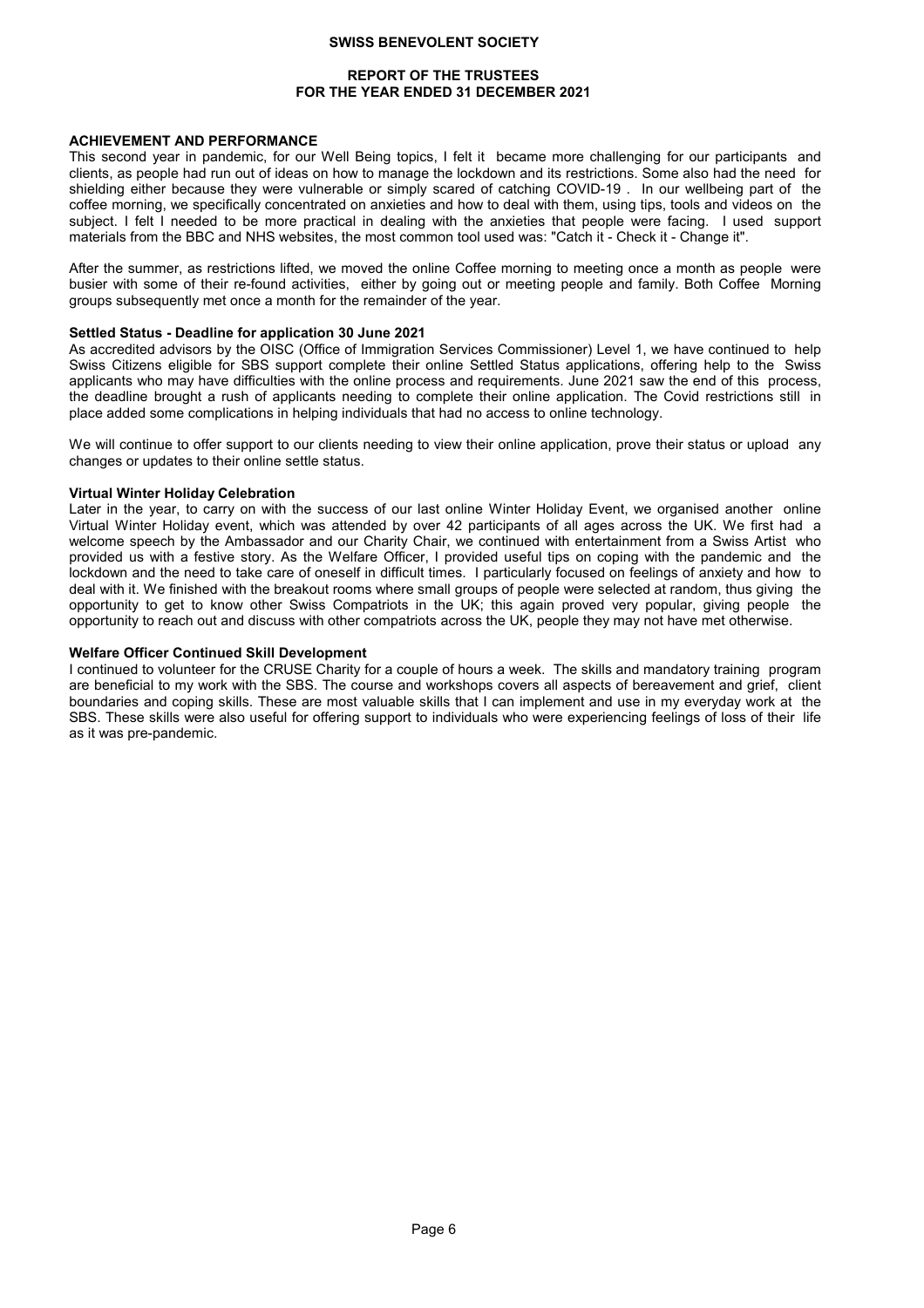### ACHIEVEMENT AND PERFORMANCE

This second year in pandemic, for our Well Being topics, I felt it became more challenging for our participants and clients, as people had run out of ideas on how to manage the lockdown and its restrictions. Some also had the need for shielding either because they were vulnerable or simply scared of catching COVID-19 . In our wellbeing part of the coffee morning, we specifically concentrated on anxieties and how to deal with them, using tips, tools and videos on the subject. I felt I needed to be more practical in dealing with the anxieties that people were facing. I used support materials from the BBC and NHS websites, the most common tool used was: "Catch it - Check it - Change it".

After the summer, as restrictions lifted, we moved the online Coffee morning to meeting once a month as people were busier with some of their re-found activities, either by going out or meeting people and family. Both Coffee Morning groups subsequently met once a month for the remainder of the year.

#### Settled Status - Deadline for application 30 June 2021

As accredited advisors by the OISC (Office of Immigration Services Commissioner) Level 1, we have continued to help Swiss Citizens eligible for SBS support complete their online Settled Status applications, offering help to the Swiss applicants who may have difficulties with the online process and requirements. June 2021 saw the end of this process, the deadline brought a rush of applicants needing to complete their online application. The Covid restrictions still in place added some complications in helping individuals that had no access to online technology.

We will continue to offer support to our clients needing to view their online application, prove their status or upload any changes or updates to their online settle status.

#### Virtual Winter Holiday Celebration

Later in the year, to carry on with the success of our last online Winter Holiday Event, we organised another online Virtual Winter Holiday event, which was attended by over 42 participants of all ages across the UK. We first had a welcome speech by the Ambassador and our Charity Chair, we continued with entertainment from a Swiss Artist who provided us with a festive story. As the Welfare Officer, I provided useful tips on coping with the pandemic and the lockdown and the need to take care of oneself in difficult times. I particularly focused on feelings of anxiety and how to deal with it. We finished with the breakout rooms where small groups of people were selected at random, thus giving the opportunity to get to know other Swiss Compatriots in the UK; this again proved very popular, giving people the opportunity to reach out and discuss with other compatriots across the UK, people they may not have met otherwise.

#### Welfare Officer Continued Skill Development

I continued to volunteer for the CRUSE Charity for a couple of hours a week. The skills and mandatory training program are beneficial to my work with the SBS. The course and workshops covers all aspects of bereavement and grief, client boundaries and coping skills. These are most valuable skills that I can implement and use in my everyday work at the SBS. These skills were also useful for offering support to individuals who were experiencing feelings of loss of their life as it was pre-pandemic.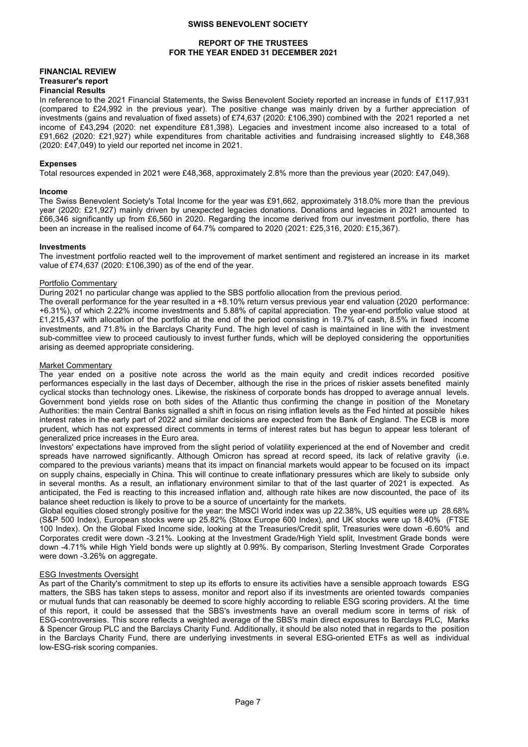**SWISS BENEVOLENT SOCIETY**

**REPORT OF THE TRUSTEES**
**FOR THE YEAR ENDED 31 DECEMBER 2021**

## FINANCIAL REVIEW

### Treasurer's report

#### Financial Results

In reference to the 2021 Financial Statements, the Swiss Benevolent Society reported an increase in funds of £117,931 (compared to £24,992 in the previous year). The positive change was mainly driven by a further appreciation of investments (gains and revaluation of fixed assets) of £74,637 (2020: £106,390) combined with the 2021 reported a net income of £43,294 (2020: net expenditure £81,398). Legacies and investment income also increased to a total of £91,662 (2020: £21,927) while expenditures from charitable activities and fundraising increased slightly to £48,368 (2020: £47,049) to yield our reported net income in 2021.

#### Expenses

Total resources expended in 2021 were £48,368, approximately 2.8% more than the previous year (2020: £47,049).

#### Income

The Swiss Benevolent Society's Total Income for the year was £91,662, approximately 318.0% more than the previous year (2020: £21,927) mainly driven by unexpected legacies donations. Donations and legacies in 2021 amounted to £66,346 significantly up from £6,560 in 2020. Regarding the income derived from our investment portfolio, there has been an increase in the realised income of 64.7% compared to 2020 (2021: £25,316, 2020: £15,367).

#### Investments

The investment portfolio reacted well to the improvement of market sentiment and registered an increase in its market value of £74,637 (2020: £106,390) as of the end of the year.

Portfolio Commentary

During 2021 no particular change was applied to the SBS portfolio allocation from the previous period.

The overall performance for the year resulted in a +8.10% return versus previous year end valuation (2020 performance: +6.31%), of which 2.22% income investments and 5.88% of capital appreciation. The year-end portfolio value stood at £1,215,437 with allocation of the portfolio at the end of the period consisting in 19.7% of cash, 8.5% in fixed income investments, and 71.8% in the Barclays Charity Fund. The high level of cash is maintained in line with the investment sub-committee view to proceed cautiously to invest further funds, which will be deployed considering the opportunities arising as deemed appropriate considering.

Market Commentary

The year ended on a positive note across the world as the main equity and credit indices recorded positive performances especially in the last days of December, although the rise in the prices of riskier assets benefited mainly cyclical stocks than technology ones. Likewise, the riskiness of corporate bonds has dropped to average annual levels. Government bond yields rose on both sides of the Atlantic thus confirming the change in position of the Monetary Authorities: the main Central Banks signalled a shift in focus on rising inflation levels as the Fed hinted at possible hikes interest rates in the early part of 2022 and similar decisions are expected from the Bank of England. The ECB is more prudent, which has not expressed direct comments in terms of interest rates but has begun to appear less tolerant of generalized price increases in the Euro area.

Investors' expectations have improved from the slight period of volatility experienced at the end of November and credit spreads have narrowed significantly. Although Omicron has spread at record speed, its lack of relative gravity (i.e. compared to the previous variants) means that its impact on financial markets would appear to be focused on its impact on supply chains, especially in China. This will continue to create inflationary pressures which are likely to subside only in several months. As a result, an inflationary environment similar to that of the last quarter of 2021 is expected. As anticipated, the Fed is reacting to this increased inflation and, although rate hikes are now discounted, the pace of its balance sheet reduction is likely to prove to be a source of uncertainty for the markets.

Global equities closed strongly positive for the year: the MSCI World index was up 22.38%, US equities were up 28.68% (S&P 500 Index), European stocks were up 25.82% (Stoxx Europe 600 Index), and UK stocks were up 18.40% (FTSE 100 Index). On the Global Fixed Income side, looking at the Treasuries/Credit split, Treasuries were down -6.60% and Corporates credit were down -3.21%. Looking at the Investment Grade/High Yield split, Investment Grade bonds were down -4.71% while High Yield bonds were up slightly at 0.99%. By comparison, Sterling Investment Grade Corporates were down -3.26% on aggregate.

ESG Investments Oversight

As part of the Charity's commitment to step up its efforts to ensure its activities have a sensible approach towards ESG matters, the SBS has taken steps to assess, monitor and report also if its investments are oriented towards companies or mutual funds that can reasonably be deemed to score highly according to reliable ESG scoring providers. At the time of this report, it could be assessed that the SBS's investments have an overall medium score in terms of risk of ESG-controversies. This score reflects a weighted average of the SBS's main direct exposures to Barclays PLC, Marks & Spencer Group PLC and the Barclays Charity Fund. Additionally, it should be also noted that in regards to the position in the Barclays Charity Fund, there are underlying investments in several ESG-oriented ETFs as well as individual low-ESG-risk scoring companies.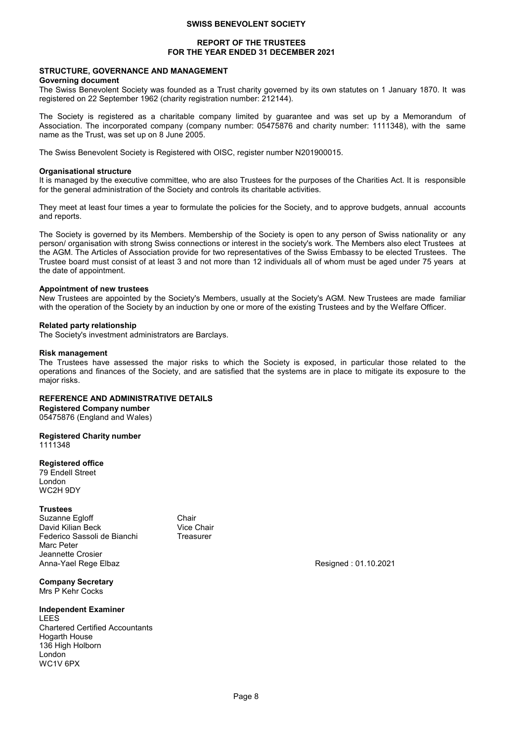## STRUCTURE, GOVERNANCE AND MANAGEMENT

### Governing document

The Swiss Benevolent Society was founded as a Trust charity governed by its own statutes on 1 January 1870. It was registered on 22 September 1962 (charity registration number: 212144).

The Society is registered as a charitable company limited by guarantee and was set up by a Memorandum of Association. The incorporated company (company number: 05475876 and charity number: 1111348), with the same name as the Trust, was set up on 8 June 2005.

The Swiss Benevolent Society is Registered with OISC, register number N201900015.

### Organisational structure

It is managed by the executive committee, who are also Trustees for the purposes of the Charities Act. It is responsible for the general administration of the Society and controls its charitable activities.

They meet at least four times a year to formulate the policies for the Society, and to approve budgets, annual accounts and reports.

The Society is governed by its Members. Membership of the Society is open to any person of Swiss nationality or any person/ organisation with strong Swiss connections or interest in the society's work. The Members also elect Trustees at the AGM. The Articles of Association provide for two representatives of the Swiss Embassy to be elected Trustees. The Trustee board must consist of at least 3 and not more than 12 individuals all of whom must be aged under 75 years at the date of appointment.

### Appointment of new trustees

New Trustees are appointed by the Society's Members, usually at the Society's AGM. New Trustees are made familiar with the operation of the Society by an induction by one or more of the existing Trustees and by the Welfare Officer.

### Related party relationship

The Society's investment administrators are Barclays.

### Risk management

The Trustees have assessed the major risks to which the Society is exposed, in particular those related to the operations and finances of the Society, and are satisfied that the systems are in place to mitigate its exposure to the major risks.

## REFERENCE AND ADMINISTRATIVE DETAILS

**Registered Company number**
05475876 (England and Wales)

**Registered Charity number**
1111348

**Registered office**
79 Endell Street
London
WC2H 9DY

**Trustees**

| | | |
|---|---|---|
| Suzanne Egloff | Chair | |
| David Kilian Beck | Vice Chair | |
| Federico Sassoli de Bianchi | Treasurer | |
| Marc Peter | | |
| Jeannette Crosier | | |
| Anna-Yael Rege Elbaz | | Resigned : 01.10.2021 |

**Company Secretary**
Mrs P Kehr Cocks

**Independent Examiner**
LEES
Chartered Certified Accountants
Hogarth House
136 High Holborn
London
WC1V 6PX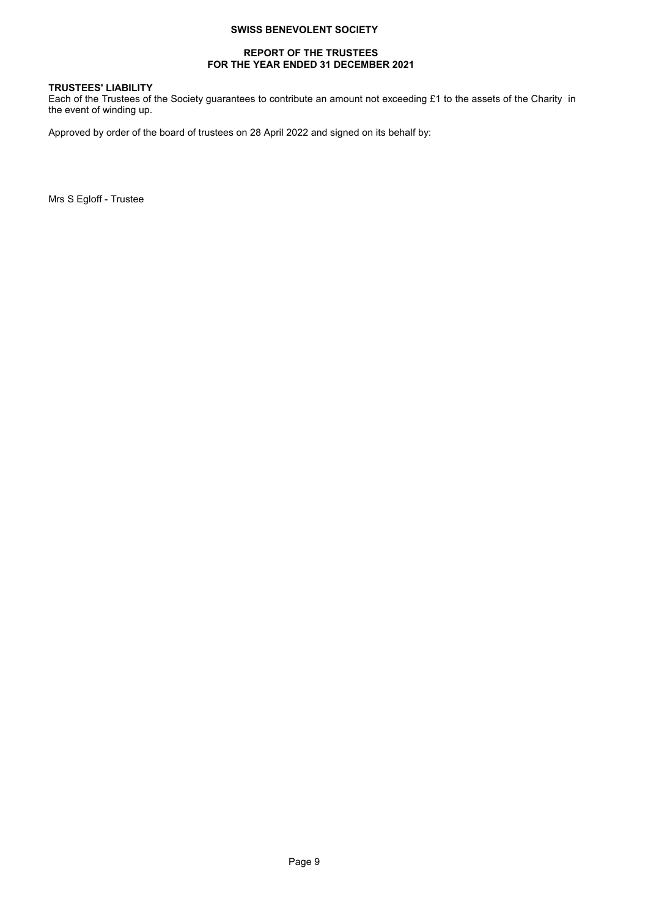**TRUSTEES' LIABILITY**

Each of the Trustees of the Society guarantees to contribute an amount not exceeding £1 to the assets of the Charity in the event of winding up.

Approved by order of the board of trustees on 28 April 2022 and signed on its behalf by:

Mrs S Egloff - Trustee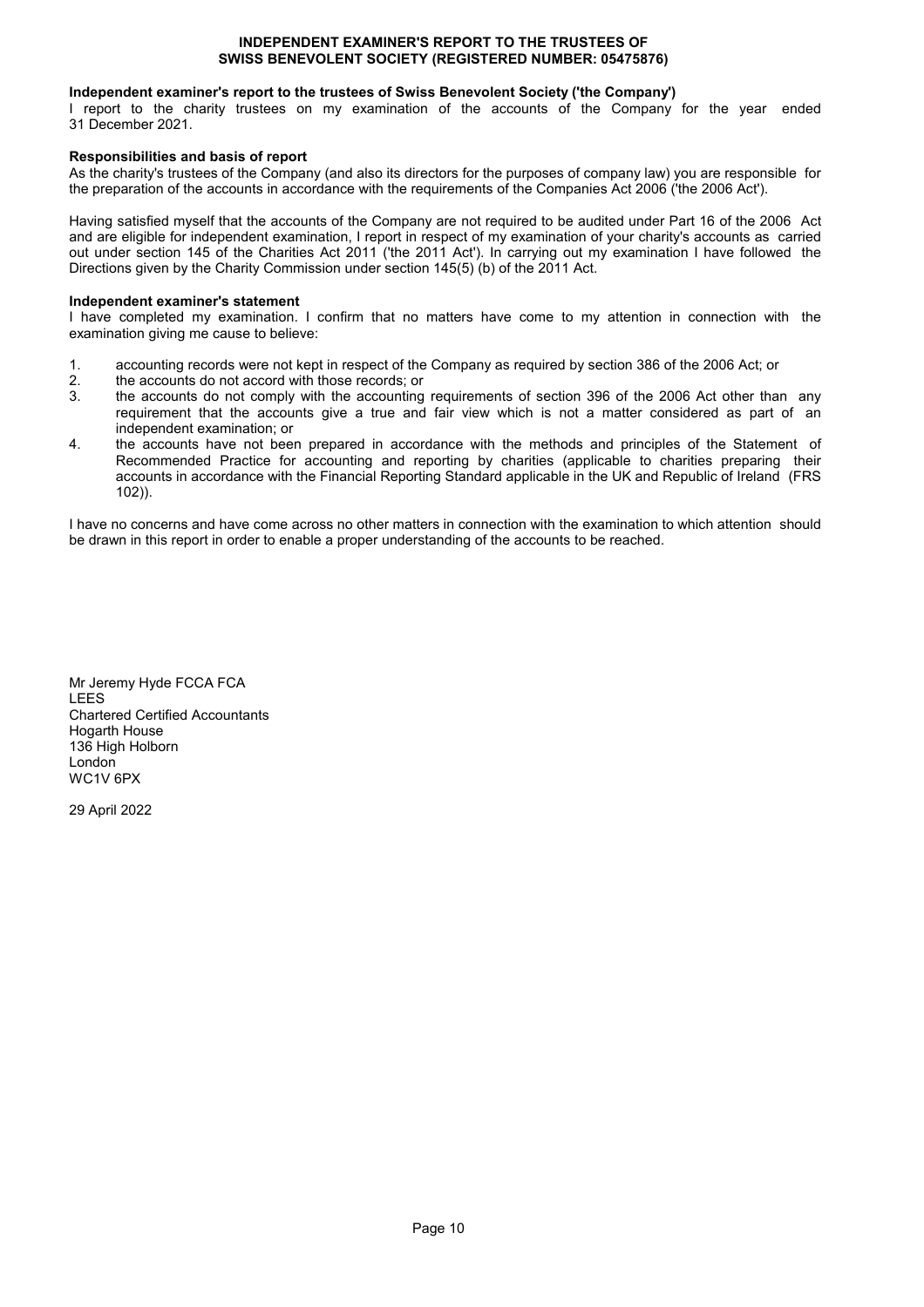# INDEPENDENT EXAMINER'S REPORT TO THE TRUSTEES OF SWISS BENEVOLENT SOCIETY (REGISTERED NUMBER: 05475876)

**Independent examiner's report to the trustees of Swiss Benevolent Society ('the Company')**

I report to the charity trustees on my examination of the accounts of the Company for the year ended 31 December 2021.

**Responsibilities and basis of report**

As the charity's trustees of the Company (and also its directors for the purposes of company law) you are responsible for the preparation of the accounts in accordance with the requirements of the Companies Act 2006 ('the 2006 Act').

Having satisfied myself that the accounts of the Company are not required to be audited under Part 16 of the 2006 Act and are eligible for independent examination, I report in respect of my examination of your charity's accounts as carried out under section 145 of the Charities Act 2011 ('the 2011 Act'). In carrying out my examination I have followed the Directions given by the Charity Commission under section 145(5) (b) of the 2011 Act.

**Independent examiner's statement**

I have completed my examination. I confirm that no matters have come to my attention in connection with the examination giving me cause to believe:

1. accounting records were not kept in respect of the Company as required by section 386 of the 2006 Act; or
2. the accounts do not accord with those records; or
3. the accounts do not comply with the accounting requirements of section 396 of the 2006 Act other than any requirement that the accounts give a true and fair view which is not a matter considered as part of an independent examination; or
4. the accounts have not been prepared in accordance with the methods and principles of the Statement of Recommended Practice for accounting and reporting by charities (applicable to charities preparing their accounts in accordance with the Financial Reporting Standard applicable in the UK and Republic of Ireland (FRS 102)).

I have no concerns and have come across no other matters in connection with the examination to which attention should be drawn in this report in order to enable a proper understanding of the accounts to be reached.

Mr Jeremy Hyde FCCA FCA
LEES
Chartered Certified Accountants
Hogarth House
136 High Holborn
London
WC1V 6PX

29 April 2022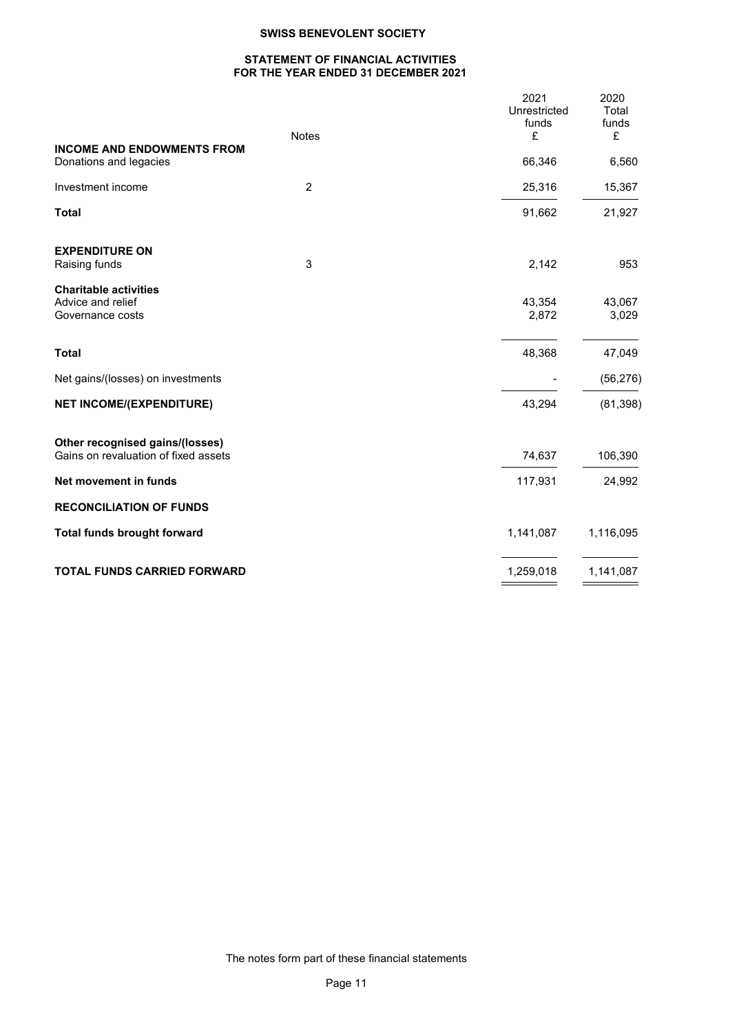# SWISS BENEVOLENT SOCIETY

## STATEMENT OF FINANCIAL ACTIVITIES FOR THE YEAR ENDED 31 DECEMBER 2021

| | Notes | 2021 Unrestricted funds £ | 2020 Total funds £ |
|---|---|---|---|
| **INCOME AND ENDOWMENTS FROM** | | | |
| Donations and legacies | | 66,346 | 6,560 |
| Investment income | 2 | 25,316 | 15,367 |
| **Total** | | 91,662 | 21,927 |
| | | | |
| **EXPENDITURE ON** | | | |
| Raising funds | 3 | 2,142 | 953 |
| **Charitable activities** | | | |
| Advice and relief | | 43,354 | 43,067 |
| Governance costs | | 2,872 | 3,029 |
| **Total** | | 48,368 | 47,049 |
| Net gains/(losses) on investments | | - | (56,276) |
| **NET INCOME/(EXPENDITURE)** | | 43,294 | (81,398) |
| | | | |
| **Other recognised gains/(losses)** | | | |
| Gains on revaluation of fixed assets | | 74,637 | 106,390 |
| **Net movement in funds** | | 117,931 | 24,992 |
| **RECONCILIATION OF FUNDS** | | | |
| **Total funds brought forward** | | 1,141,087 | 1,116,095 |
| **TOTAL FUNDS CARRIED FORWARD** | | 1,259,018 | 1,141,087 |

The notes form part of these financial statements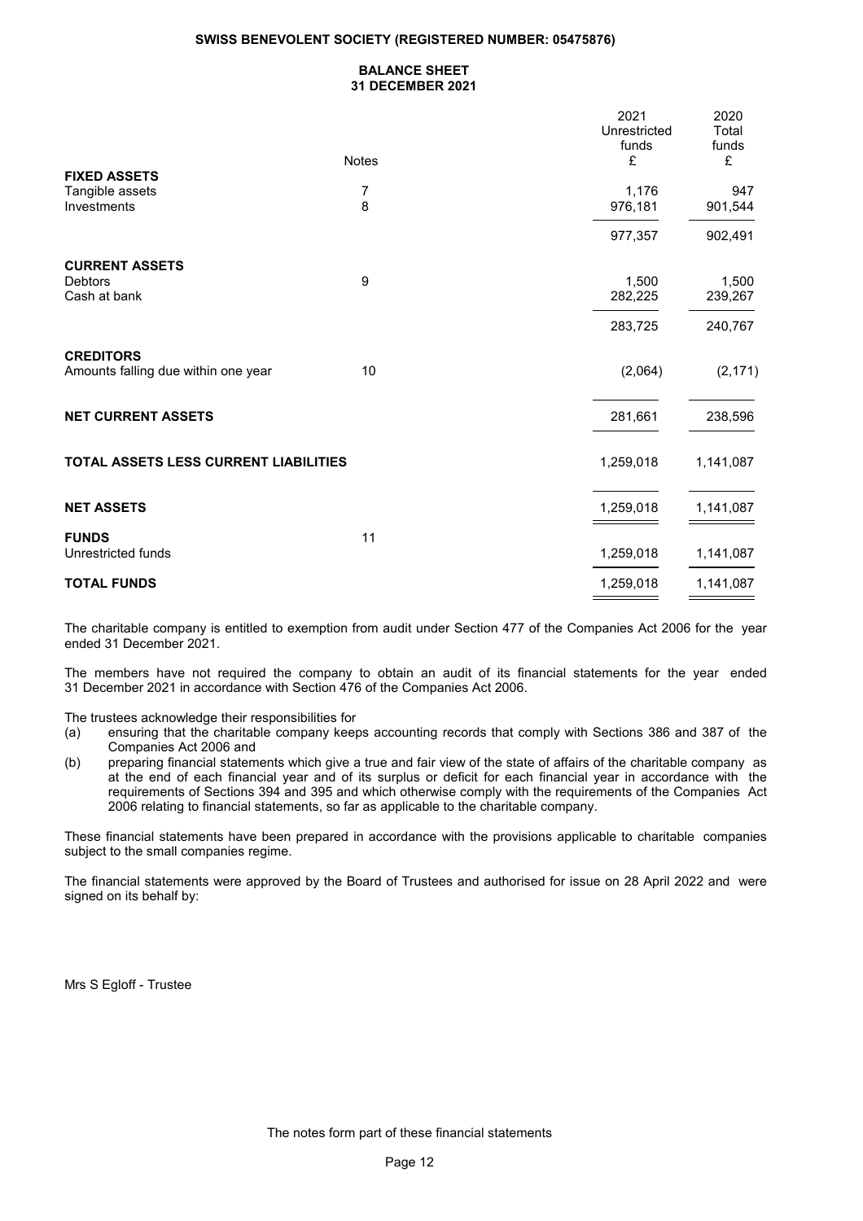**SWISS BENEVOLENT SOCIETY (REGISTERED NUMBER: 05475876)**

# BALANCE SHEET
## 31 DECEMBER 2021

| | Notes | 2021 Unrestricted funds £ | 2020 Total funds £ |
|---|---|---|---|
| **FIXED ASSETS** | | | |
| Tangible assets | 7 | 1,176 | 947 |
| Investments | 8 | 976,181 | 901,544 |
| | | 977,357 | 902,491 |
| **CURRENT ASSETS** | | | |
| Debtors | 9 | 1,500 | 1,500 |
| Cash at bank | | 282,225 | 239,267 |
| | | 283,725 | 240,767 |
| **CREDITORS** | | | |
| Amounts falling due within one year | 10 | (2,064) | (2,171) |
| **NET CURRENT ASSETS** | | 281,661 | 238,596 |
| **TOTAL ASSETS LESS CURRENT LIABILITIES** | | 1,259,018 | 1,141,087 |
| **NET ASSETS** | | 1,259,018 | 1,141,087 |
| **FUNDS** | 11 | | |
| Unrestricted funds | | 1,259,018 | 1,141,087 |
| **TOTAL FUNDS** | | 1,259,018 | 1,141,087 |

The charitable company is entitled to exemption from audit under Section 477 of the Companies Act 2006 for the year ended 31 December 2021.

The members have not required the company to obtain an audit of its financial statements for the year ended 31 December 2021 in accordance with Section 476 of the Companies Act 2006.

The trustees acknowledge their responsibilities for

(a) ensuring that the charitable company keeps accounting records that comply with Sections 386 and 387 of the Companies Act 2006 and

(b) preparing financial statements which give a true and fair view of the state of affairs of the charitable company as at the end of each financial year and of its surplus or deficit for each financial year in accordance with the requirements of Sections 394 and 395 and which otherwise comply with the requirements of the Companies Act 2006 relating to financial statements, so far as applicable to the charitable company.

These financial statements have been prepared in accordance with the provisions applicable to charitable companies subject to the small companies regime.

The financial statements were approved by the Board of Trustees and authorised for issue on 28 April 2022 and were signed on its behalf by:

Mrs S Egloff - Trustee

The notes form part of these financial statements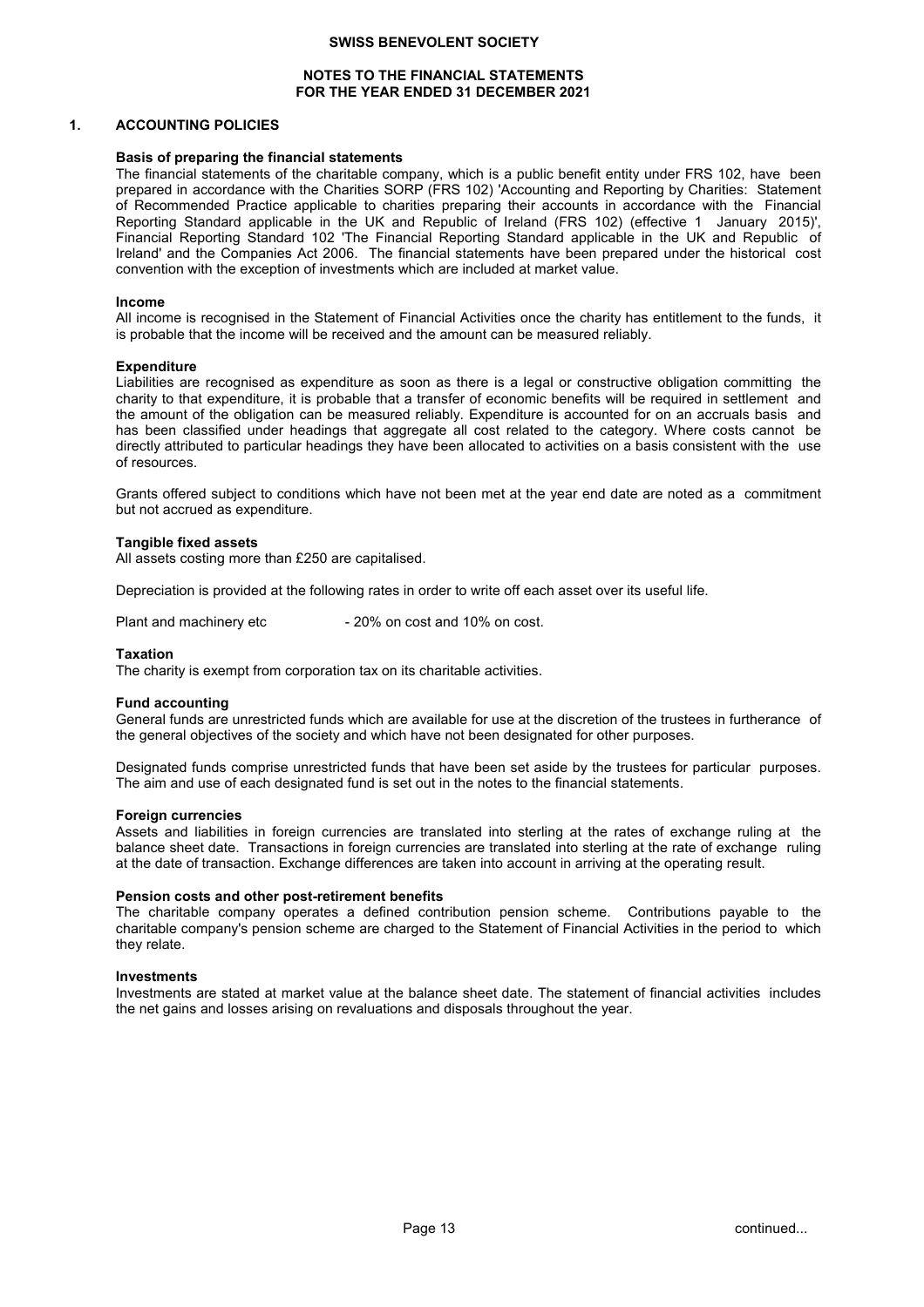**SWISS BENEVOLENT SOCIETY**

**NOTES TO THE FINANCIAL STATEMENTS**
**FOR THE YEAR ENDED 31 DECEMBER 2021**

## 1. ACCOUNTING POLICIES

### Basis of preparing the financial statements

The financial statements of the charitable company, which is a public benefit entity under FRS 102, have been prepared in accordance with the Charities SORP (FRS 102) 'Accounting and Reporting by Charities: Statement of Recommended Practice applicable to charities preparing their accounts in accordance with the Financial Reporting Standard applicable in the UK and Republic of Ireland (FRS 102) (effective 1 January 2015)', Financial Reporting Standard 102 'The Financial Reporting Standard applicable in the UK and Republic of Ireland' and the Companies Act 2006. The financial statements have been prepared under the historical cost convention with the exception of investments which are included at market value.

### Income

All income is recognised in the Statement of Financial Activities once the charity has entitlement to the funds, it is probable that the income will be received and the amount can be measured reliably.

### Expenditure

Liabilities are recognised as expenditure as soon as there is a legal or constructive obligation committing the charity to that expenditure, it is probable that a transfer of economic benefits will be required in settlement and the amount of the obligation can be measured reliably. Expenditure is accounted for on an accruals basis and has been classified under headings that aggregate all cost related to the category. Where costs cannot be directly attributed to particular headings they have been allocated to activities on a basis consistent with the use of resources.

Grants offered subject to conditions which have not been met at the year end date are noted as a commitment but not accrued as expenditure.

### Tangible fixed assets

All assets costing more than £250 are capitalised.

Depreciation is provided at the following rates in order to write off each asset over its useful life.

Plant and machinery etc - 20% on cost and 10% on cost.

### Taxation

The charity is exempt from corporation tax on its charitable activities.

### Fund accounting

General funds are unrestricted funds which are available for use at the discretion of the trustees in furtherance of the general objectives of the society and which have not been designated for other purposes.

Designated funds comprise unrestricted funds that have been set aside by the trustees for particular purposes. The aim and use of each designated fund is set out in the notes to the financial statements.

### Foreign currencies

Assets and liabilities in foreign currencies are translated into sterling at the rates of exchange ruling at the balance sheet date. Transactions in foreign currencies are translated into sterling at the rate of exchange ruling at the date of transaction. Exchange differences are taken into account in arriving at the operating result.

### Pension costs and other post-retirement benefits

The charitable company operates a defined contribution pension scheme. Contributions payable to the charitable company's pension scheme are charged to the Statement of Financial Activities in the period to which they relate.

### Investments

Investments are stated at market value at the balance sheet date. The statement of financial activities includes the net gains and losses arising on revaluations and disposals throughout the year.

continued...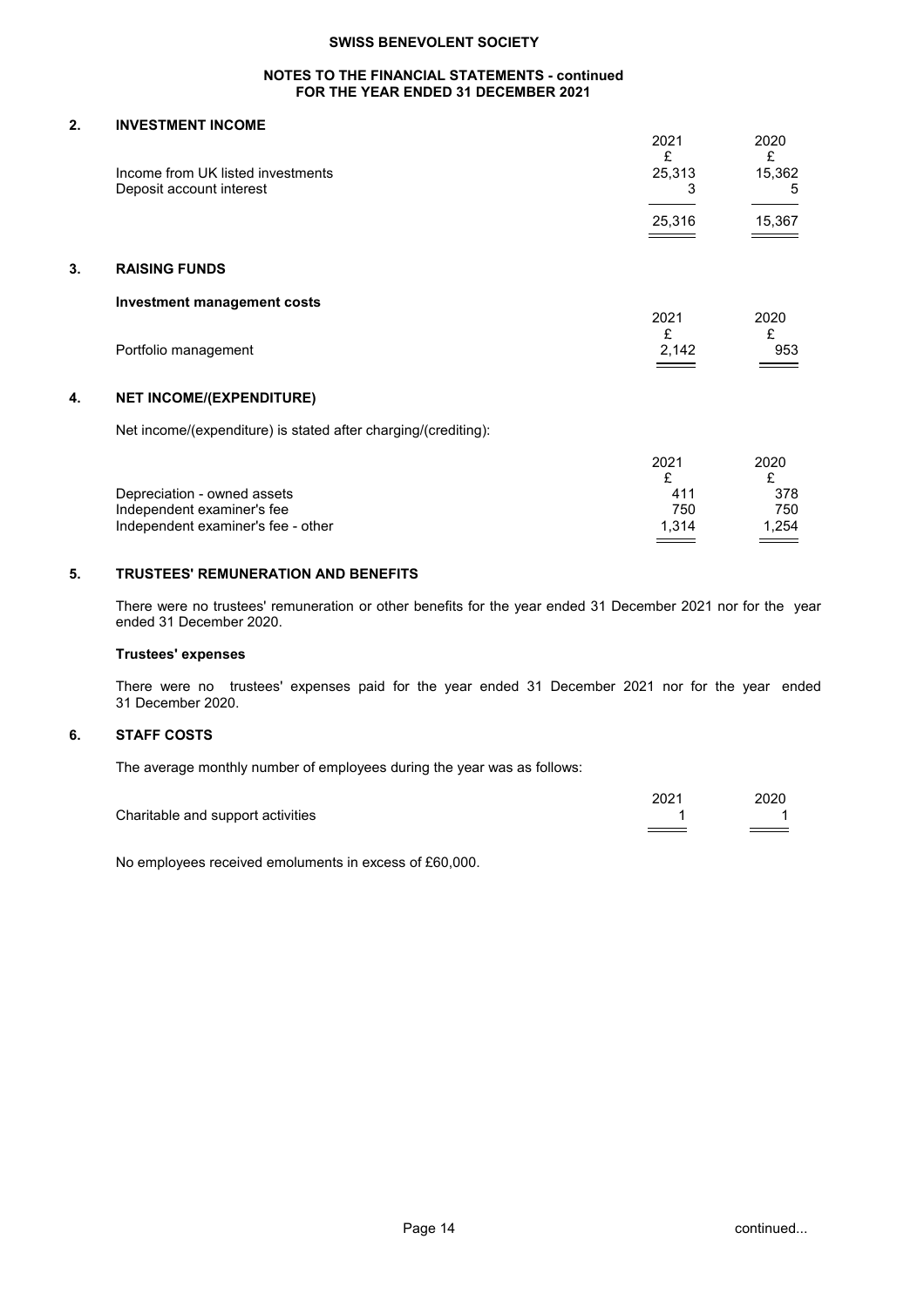## 2. INVESTMENT INCOME

| | 2021 | 2020 |
|---|---|---|
| | £ | £ |
| Income from UK listed investments | 25,313 | 15,362 |
| Deposit account interest | 3 | 5 |
| | 25,316 | 15,367 |

## 3. RAISING FUNDS

**Investment management costs**

| | 2021 | 2020 |
|---|---|---|
| | £ | £ |
| Portfolio management | 2,142 | 953 |

## 4. NET INCOME/(EXPENDITURE)

Net income/(expenditure) is stated after charging/(crediting):

| | 2021 | 2020 |
|---|---|---|
| | £ | £ |
| Depreciation - owned assets | 411 | 378 |
| Independent examiner's fee | 750 | 750 |
| Independent examiner's fee - other | 1,314 | 1,254 |

## 5. TRUSTEES' REMUNERATION AND BENEFITS

There were no trustees' remuneration or other benefits for the year ended 31 December 2021 nor for the year ended 31 December 2020.

**Trustees' expenses**

There were no trustees' expenses paid for the year ended 31 December 2021 nor for the year ended 31 December 2020.

## 6. STAFF COSTS

The average monthly number of employees during the year was as follows:

| | 2021 | 2020 |
|---|---|---|
| Charitable and support activities | 1 | 1 |

No employees received emoluments in excess of £60,000.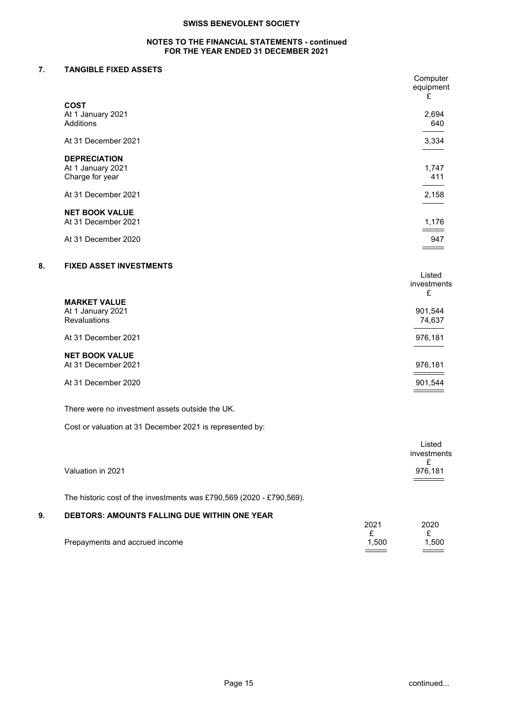## NOTES TO THE FINANCIAL STATEMENTS - continued
## FOR THE YEAR ENDED 31 DECEMBER 2021

### 7. TANGIBLE FIXED ASSETS

| | Computer equipment £ |
|---|---|
| **COST** | |
| At 1 January 2021 | 2,694 |
| Additions | 640 |
| At 31 December 2021 | 3,334 |
| **DEPRECIATION** | |
| At 1 January 2021 | 1,747 |
| Charge for year | 411 |
| At 31 December 2021 | 2,158 |
| **NET BOOK VALUE** | |
| At 31 December 2021 | 1,176 |
| At 31 December 2020 | 947 |

### 8. FIXED ASSET INVESTMENTS

| | Listed investments £ |
|---|---|
| **MARKET VALUE** | |
| At 1 January 2021 | 901,544 |
| Revaluations | 74,637 |
| At 31 December 2021 | 976,181 |
| **NET BOOK VALUE** | |
| At 31 December 2021 | 976,181 |
| At 31 December 2020 | 901,544 |

There were no investment assets outside the UK.

Cost or valuation at 31 December 2021 is represented by:

| | Listed investments £ |
|---|---|
| Valuation in 2021 | 976,181 |

The historic cost of the investments was £790,569 (2020 - £790,569).

### 9. DEBTORS: AMOUNTS FALLING DUE WITHIN ONE YEAR

| | 2021 £ | 2020 £ |
|---|---|---|
| Prepayments and accrued income | 1,500 | 1,500 |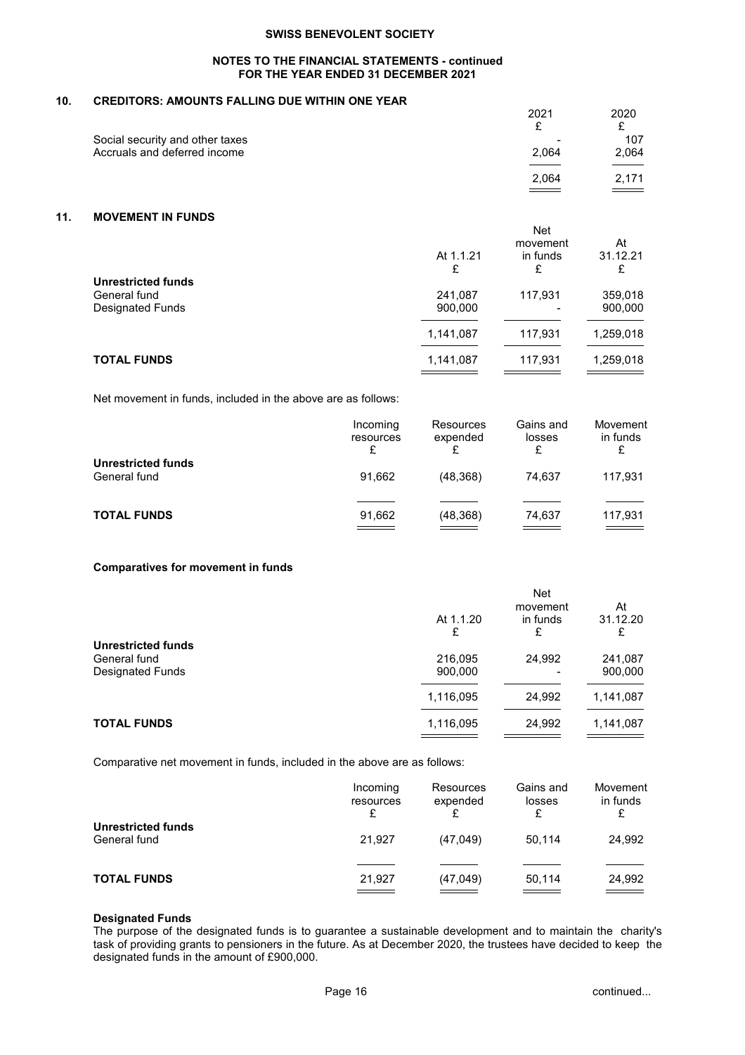## 10. CREDITORS: AMOUNTS FALLING DUE WITHIN ONE YEAR

| | 2021 | 2020 |
|---|---|---|
| | £ | £ |
| Social security and other taxes | - | 107 |
| Accruals and deferred income | 2,064 | 2,064 |
| | 2,064 | 2,171 |

## 11. MOVEMENT IN FUNDS

| | At 1.1.21 | Net movement in funds | At 31.12.21 |
|---|---|---|---|
| | £ | £ | £ |
| **Unrestricted funds** | | | |
| General fund | 241,087 | 117,931 | 359,018 |
| Designated Funds | 900,000 | - | 900,000 |
| | 1,141,087 | 117,931 | 1,259,018 |
| **TOTAL FUNDS** | 1,141,087 | 117,931 | 1,259,018 |

Net movement in funds, included in the above are as follows:

| | Incoming resources | Resources expended | Gains and losses | Movement in funds |
|---|---|---|---|---|
| | £ | £ | £ | £ |
| **Unrestricted funds** | | | | |
| General fund | 91,662 | (48,368) | 74,637 | 117,931 |
| **TOTAL FUNDS** | 91,662 | (48,368) | 74,637 | 117,931 |

### Comparatives for movement in funds

| | At 1.1.20 | Net movement in funds | At 31.12.20 |
|---|---|---|---|
| | £ | £ | £ |
| **Unrestricted funds** | | | |
| General fund | 216,095 | 24,992 | 241,087 |
| Designated Funds | 900,000 | - | 900,000 |
| | 1,116,095 | 24,992 | 1,141,087 |
| **TOTAL FUNDS** | 1,116,095 | 24,992 | 1,141,087 |

Comparative net movement in funds, included in the above are as follows:

| | Incoming resources | Resources expended | Gains and losses | Movement in funds |
|---|---|---|---|---|
| | £ | £ | £ | £ |
| **Unrestricted funds** | | | | |
| General fund | 21,927 | (47,049) | 50,114 | 24,992 |
| **TOTAL FUNDS** | 21,927 | (47,049) | 50,114 | 24,992 |

### Designated Funds

The purpose of the designated funds is to guarantee a sustainable development and to maintain the charity's task of providing grants to pensioners in the future. As at December 2020, the trustees have decided to keep the designated funds in the amount of £900,000.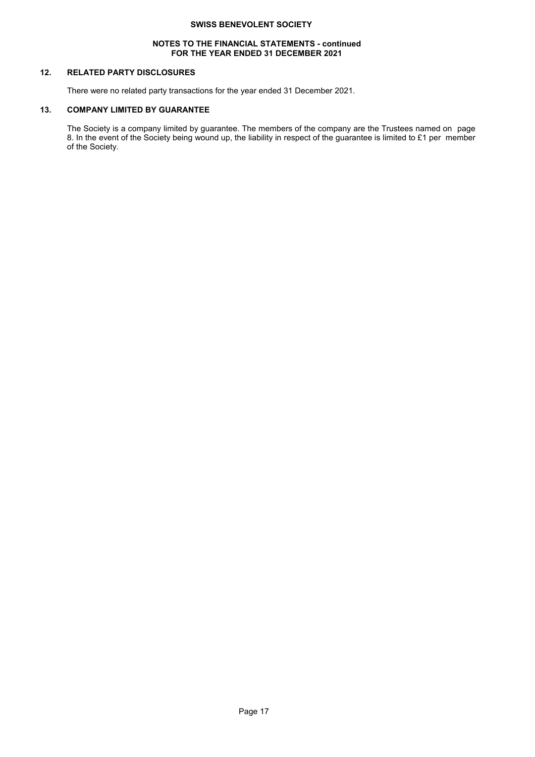## 12. RELATED PARTY DISCLOSURES

There were no related party transactions for the year ended 31 December 2021.

## 13. COMPANY LIMITED BY GUARANTEE

The Society is a company limited by guarantee. The members of the company are the Trustees named on page 8. In the event of the Society being wound up, the liability in respect of the guarantee is limited to £1 per member of the Society.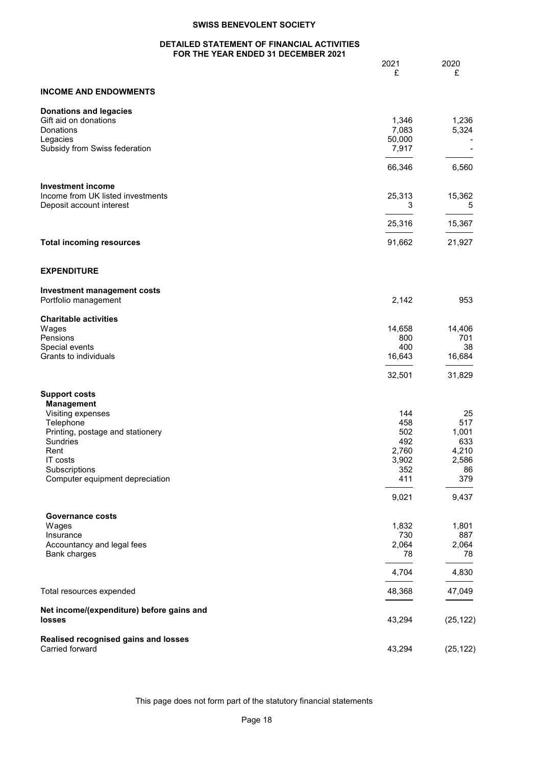# SWISS BENEVOLENT SOCIETY

## DETAILED STATEMENT OF FINANCIAL ACTIVITIES FOR THE YEAR ENDED 31 DECEMBER 2021

| | 2021 £ | 2020 £ |
|---|---|---|
| **INCOME AND ENDOWMENTS** | | |
| **Donations and legacies** | | |
| Gift aid on donations | 1,346 | 1,236 |
| Donations | 7,083 | 5,324 |
| Legacies | 50,000 | - |
| Subsidy from Swiss federation | 7,917 | - |
| | 66,346 | 6,560 |
| **Investment income** | | |
| Income from UK listed investments | 25,313 | 15,362 |
| Deposit account interest | 3 | 5 |
| | 25,316 | 15,367 |
| **Total incoming resources** | 91,662 | 21,927 |
| **EXPENDITURE** | | |
| **Investment management costs** | | |
| Portfolio management | 2,142 | 953 |
| **Charitable activities** | | |
| Wages | 14,658 | 14,406 |
| Pensions | 800 | 701 |
| Special events | 400 | 38 |
| Grants to individuals | 16,643 | 16,684 |
| | 32,501 | 31,829 |
| **Support costs** | | |
| **Management** | | |
| Visiting expenses | 144 | 25 |
| Telephone | 458 | 517 |
| Printing, postage and stationery | 502 | 1,001 |
| Sundries | 492 | 633 |
| Rent | 2,760 | 4,210 |
| IT costs | 3,902 | 2,586 |
| Subscriptions | 352 | 86 |
| Computer equipment depreciation | 411 | 379 |
| | 9,021 | 9,437 |
| **Governance costs** | | |
| Wages | 1,832 | 1,801 |
| Insurance | 730 | 887 |
| Accountancy and legal fees | 2,064 | 2,064 |
| Bank charges | 78 | 78 |
| | 4,704 | 4,830 |
| Total resources expended | 48,368 | 47,049 |
| **Net income/(expenditure) before gains and losses** | 43,294 | (25,122) |
| **Realised recognised gains and losses** | | |
| Carried forward | 43,294 | (25,122) |

This page does not form part of the statutory financial statements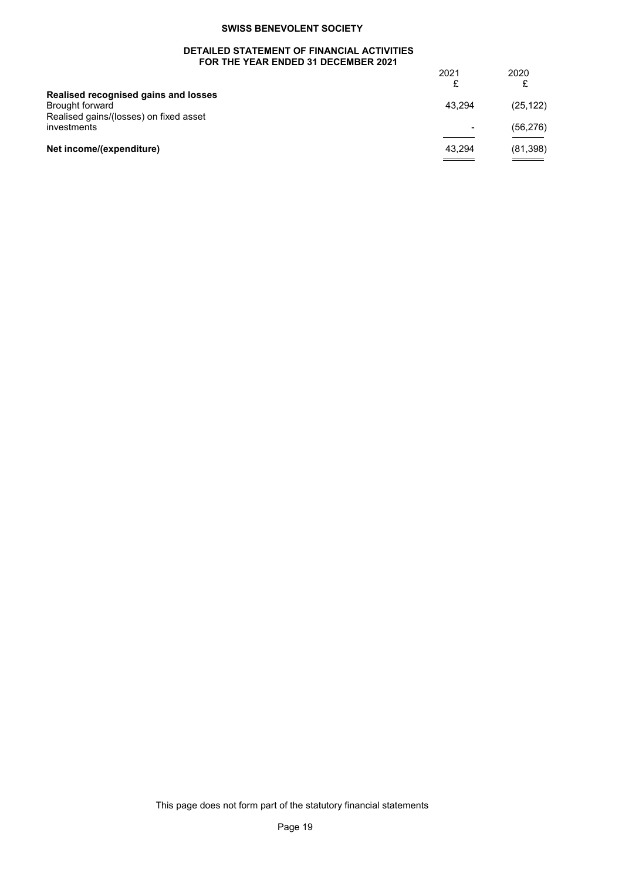**SWISS BENEVOLENT SOCIETY**

**DETAILED STATEMENT OF FINANCIAL ACTIVITIES**
**FOR THE YEAR ENDED 31 DECEMBER 2021**

| | 2021 £ | 2020 £ |
|---|---|---|
| **Realised recognised gains and losses** | | |
| Brought forward | 43,294 | (25,122) |
| Realised gains/(losses) on fixed asset investments | - | (56,276) |
| **Net income/(expenditure)** | 43,294 | (81,398) |

This page does not form part of the statutory financial statements